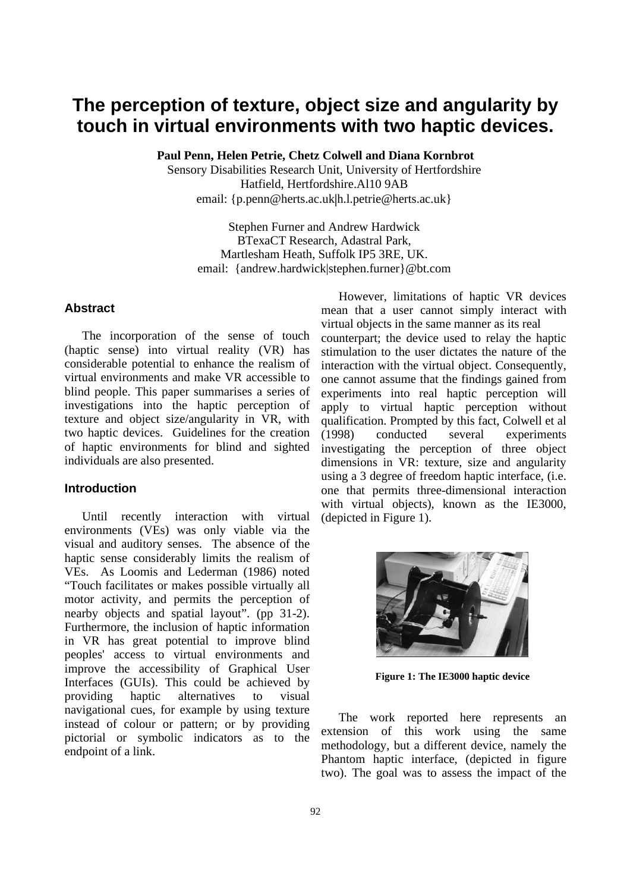# The perception of texture, object size and angularity by touch in virtual environments with two haptic devices.

**Paul Penn, Helen Petrie, Chetz Colwell and Diana Kornbrot**
Sensory Disabilities Research Unit, University of Hertfordshire
Hatfield, Hertfordshire.Al10 9AB
email: {p.penn@herts.ac.uk|h.l.petrie@herts.ac.uk}

Stephen Furner and Andrew Hardwick
BTexaCT Research, Adastral Park,
Martlesham Heath, Suffolk IP5 3RE, UK.
email: {andrew.hardwick|stephen.furner}@bt.com

## Abstract

The incorporation of the sense of touch (haptic sense) into virtual reality (VR) has considerable potential to enhance the realism of virtual environments and make VR accessible to blind people. This paper summarises a series of investigations into the haptic perception of texture and object size/angularity in VR, with two haptic devices. Guidelines for the creation of haptic environments for blind and sighted individuals are also presented.

## Introduction

Until recently interaction with virtual environments (VEs) was only viable via the visual and auditory senses. The absence of the haptic sense considerably limits the realism of VEs. As Loomis and Lederman (1986) noted "Touch facilitates or makes possible virtually all motor activity, and permits the perception of nearby objects and spatial layout". (pp 31-2). Furthermore, the inclusion of haptic information in VR has great potential to improve blind peoples' access to virtual environments and improve the accessibility of Graphical User Interfaces (GUIs). This could be achieved by providing haptic alternatives to visual navigational cues, for example by using texture instead of colour or pattern; or by providing pictorial or symbolic indicators as to the endpoint of a link.

However, limitations of haptic VR devices mean that a user cannot simply interact with virtual objects in the same manner as its real counterpart; the device used to relay the haptic stimulation to the user dictates the nature of the interaction with the virtual object. Consequently, one cannot assume that the findings gained from experiments into real haptic perception will apply to virtual haptic perception without qualification. Prompted by this fact, Colwell et al (1998) conducted several experiments investigating the perception of three object dimensions in VR: texture, size and angularity using a 3 degree of freedom haptic interface, (i.e. one that permits three-dimensional interaction with virtual objects), known as the IE3000, (depicted in Figure 1).

**Figure 1: The IE3000 haptic device**

The work reported here represents an extension of this work using the same methodology, but a different device, namely the Phantom haptic interface, (depicted in figure two). The goal was to assess the impact of the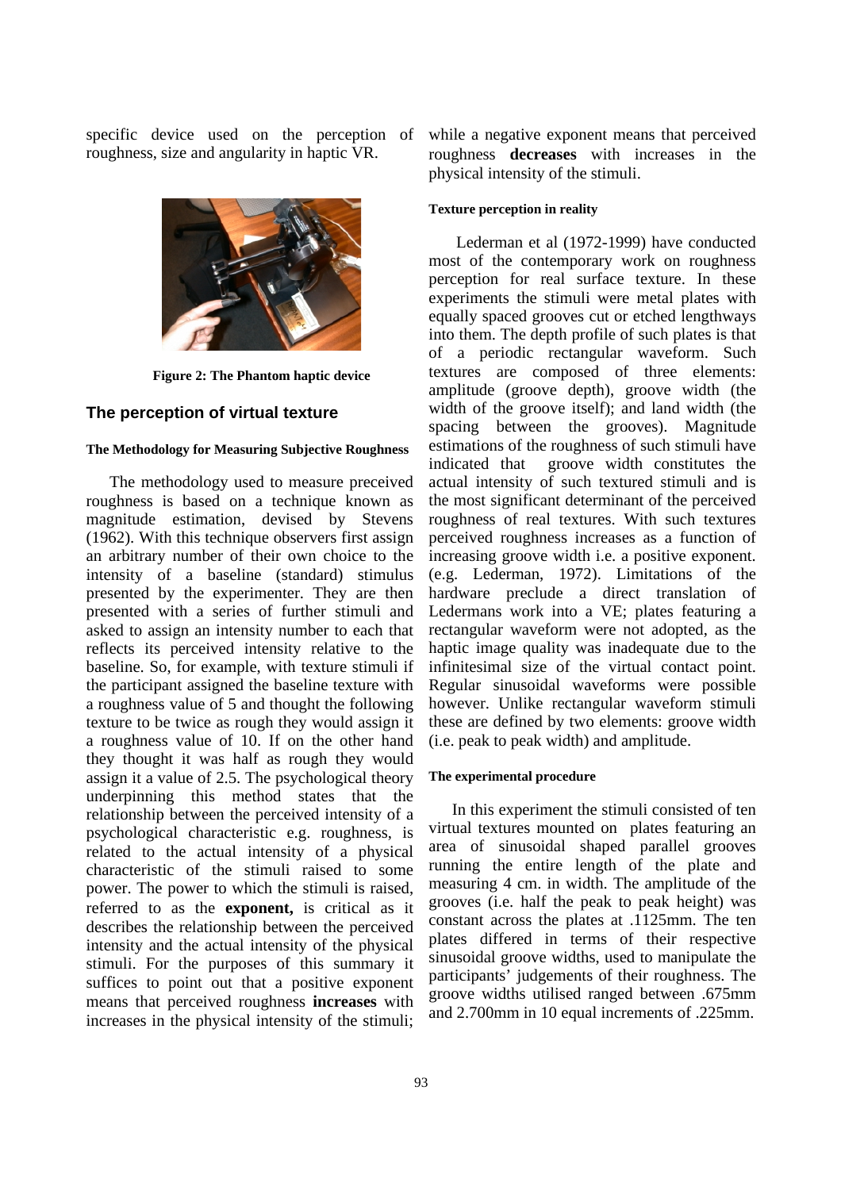specific device used on the perception of roughness, size and angularity in haptic VR.

**Figure 2: The Phantom haptic device**

## The perception of virtual texture

#### The Methodology for Measuring Subjective Roughness

The methodology used to measure preceived roughness is based on a technique known as magnitude estimation, devised by Stevens (1962). With this technique observers first assign an arbitrary number of their own choice to the intensity of a baseline (standard) stimulus presented by the experimenter. They are then presented with a series of further stimuli and asked to assign an intensity number to each that reflects its perceived intensity relative to the baseline. So, for example, with texture stimuli if the participant assigned the baseline texture with a roughness value of 5 and thought the following texture to be twice as rough they would assign it a roughness value of 10. If on the other hand they thought it was half as rough they would assign it a value of 2.5. The psychological theory underpinning this method states that the relationship between the perceived intensity of a psychological characteristic e.g. roughness, is related to the actual intensity of a physical characteristic of the stimuli raised to some power. The power to which the stimuli is raised, referred to as the **exponent,** is critical as it describes the relationship between the perceived intensity and the actual intensity of the physical stimuli. For the purposes of this summary it suffices to point out that a positive exponent means that perceived roughness **increases** with increases in the physical intensity of the stimuli; while a negative exponent means that perceived roughness **decreases** with increases in the physical intensity of the stimuli.

#### Texture perception in reality

Lederman et al (1972-1999) have conducted most of the contemporary work on roughness perception for real surface texture. In these experiments the stimuli were metal plates with equally spaced grooves cut or etched lengthways into them. The depth profile of such plates is that of a periodic rectangular waveform. Such textures are composed of three elements: amplitude (groove depth), groove width (the width of the groove itself); and land width (the spacing between the grooves). Magnitude estimations of the roughness of such stimuli have indicated that groove width constitutes the actual intensity of such textured stimuli and is the most significant determinant of the perceived roughness of real textures. With such textures perceived roughness increases as a function of increasing groove width i.e. a positive exponent. (e.g. Lederman, 1972). Limitations of the hardware preclude a direct translation of Ledermans work into a VE; plates featuring a rectangular waveform were not adopted, as the haptic image quality was inadequate due to the infinitesimal size of the virtual contact point. Regular sinusoidal waveforms were possible however. Unlike rectangular waveform stimuli these are defined by two elements: groove width (i.e. peak to peak width) and amplitude.

#### The experimental procedure

In this experiment the stimuli consisted of ten virtual textures mounted on plates featuring an area of sinusoidal shaped parallel grooves running the entire length of the plate and measuring 4 cm. in width. The amplitude of the grooves (i.e. half the peak to peak height) was constant across the plates at .1125mm. The ten plates differed in terms of their respective sinusoidal groove widths, used to manipulate the participants' judgements of their roughness. The groove widths utilised ranged between .675mm and 2.700mm in 10 equal increments of .225mm.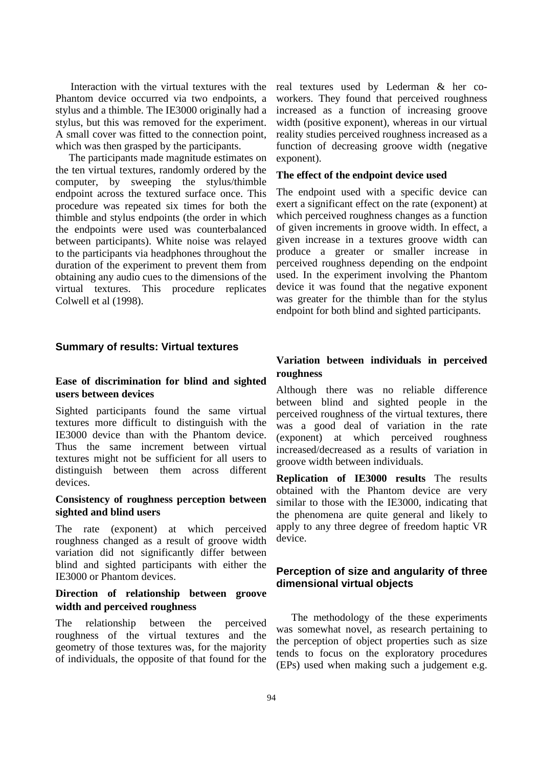Interaction with the virtual textures with the Phantom device occurred via two endpoints, a stylus and a thimble. The IE3000 originally had a stylus, but this was removed for the experiment. A small cover was fitted to the connection point, which was then grasped by the participants.

The participants made magnitude estimates on the ten virtual textures, randomly ordered by the computer, by sweeping the stylus/thimble endpoint across the textured surface once. This procedure was repeated six times for both the thimble and stylus endpoints (the order in which the endpoints were used was counterbalanced between participants). White noise was relayed to the participants via headphones throughout the duration of the experiment to prevent them from obtaining any audio cues to the dimensions of the virtual textures. This procedure replicates Colwell et al (1998).

## Summary of results: Virtual textures

### Ease of discrimination for blind and sighted users between devices

Sighted participants found the same virtual textures more difficult to distinguish with the IE3000 device than with the Phantom device. Thus the same increment between virtual textures might not be sufficient for all users to distinguish between them across different devices.

### Consistency of roughness perception between sighted and blind users

The rate (exponent) at which perceived roughness changed as a result of groove width variation did not significantly differ between blind and sighted participants with either the IE3000 or Phantom devices.

### Direction of relationship between groove width and perceived roughness

The relationship between the perceived roughness of the virtual textures and the geometry of those textures was, for the majority of individuals, the opposite of that found for the real textures used by Lederman & her co-workers. They found that perceived roughness increased as a function of increasing groove width (positive exponent), whereas in our virtual reality studies perceived roughness increased as a function of decreasing groove width (negative exponent).

### The effect of the endpoint device used

The endpoint used with a specific device can exert a significant effect on the rate (exponent) at which perceived roughness changes as a function of given increments in groove width. In effect, a given increase in a textures groove width can produce a greater or smaller increase in perceived roughness depending on the endpoint used. In the experiment involving the Phantom device it was found that the negative exponent was greater for the thimble than for the stylus endpoint for both blind and sighted participants.

### Variation between individuals in perceived roughness

Although there was no reliable difference between blind and sighted people in the perceived roughness of the virtual textures, there was a good deal of variation in the rate (exponent) at which perceived roughness increased/decreased as a results of variation in groove width between individuals.

**Replication of IE3000 results** The results obtained with the Phantom device are very similar to those with the IE3000, indicating that the phenomena are quite general and likely to apply to any three degree of freedom haptic VR device.

## Perception of size and angularity of three dimensional virtual objects

The methodology of the these experiments was somewhat novel, as research pertaining to the perception of object properties such as size tends to focus on the exploratory procedures (EPs) used when making such a judgement e.g.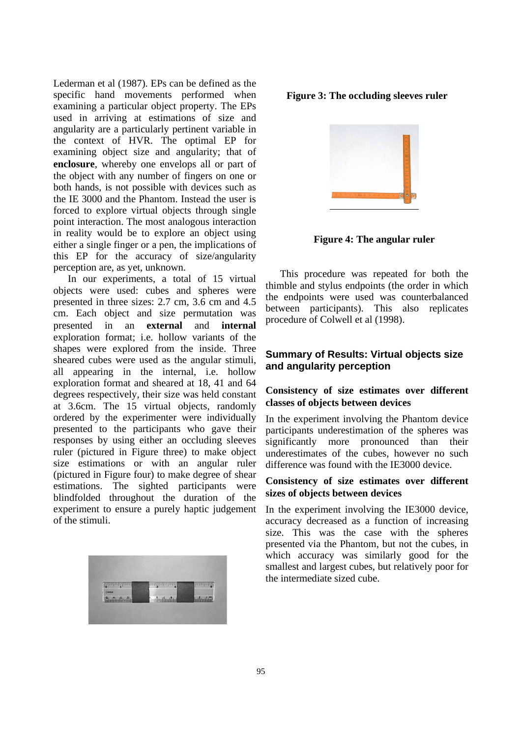Lederman et al (1987). EPs can be defined as the specific hand movements performed when examining a particular object property. The EPs used in arriving at estimations of size and angularity are a particularly pertinent variable in the context of HVR. The optimal EP for examining object size and angularity; that of **enclosure**, whereby one envelops all or part of the object with any number of fingers on one or both hands, is not possible with devices such as the IE 3000 and the Phantom. Instead the user is forced to explore virtual objects through single point interaction. The most analogous interaction in reality would be to explore an object using either a single finger or a pen, the implications of this EP for the accuracy of size/angularity perception are, as yet, unknown.

In our experiments, a total of 15 virtual objects were used: cubes and spheres were presented in three sizes: 2.7 cm, 3.6 cm and 4.5 cm. Each object and size permutation was presented in an **external** and **internal** exploration format; i.e. hollow variants of the shapes were explored from the inside. Three sheared cubes were used as the angular stimuli, all appearing in the internal, i.e. hollow exploration format and sheared at 18, 41 and 64 degrees respectively, their size was held constant at 3.6cm. The 15 virtual objects, randomly ordered by the experimenter were individually presented to the participants who gave their responses by using either an occluding sleeves ruler (pictured in Figure three) to make object size estimations or with an angular ruler (pictured in Figure four) to make degree of shear estimations. The sighted participants were blindfolded throughout the duration of the experiment to ensure a purely haptic judgement of the stimuli.

**Figure 3: The occluding sleeves ruler**

**Figure 4: The angular ruler**

This procedure was repeated for both the thimble and stylus endpoints (the order in which the endpoints were used was counterbalanced between participants). This also replicates procedure of Colwell et al (1998).

## Summary of Results: Virtual objects size and angularity perception

### Consistency of size estimates over different classes of objects between devices

In the experiment involving the Phantom device participants underestimation of the spheres was significantly more pronounced than their underestimates of the cubes, however no such difference was found with the IE3000 device.

### Consistency of size estimates over different sizes of objects between devices

In the experiment involving the IE3000 device, accuracy decreased as a function of increasing size. This was the case with the spheres presented via the Phantom, but not the cubes, in which accuracy was similarly good for the smallest and largest cubes, but relatively poor for the intermediate sized cube.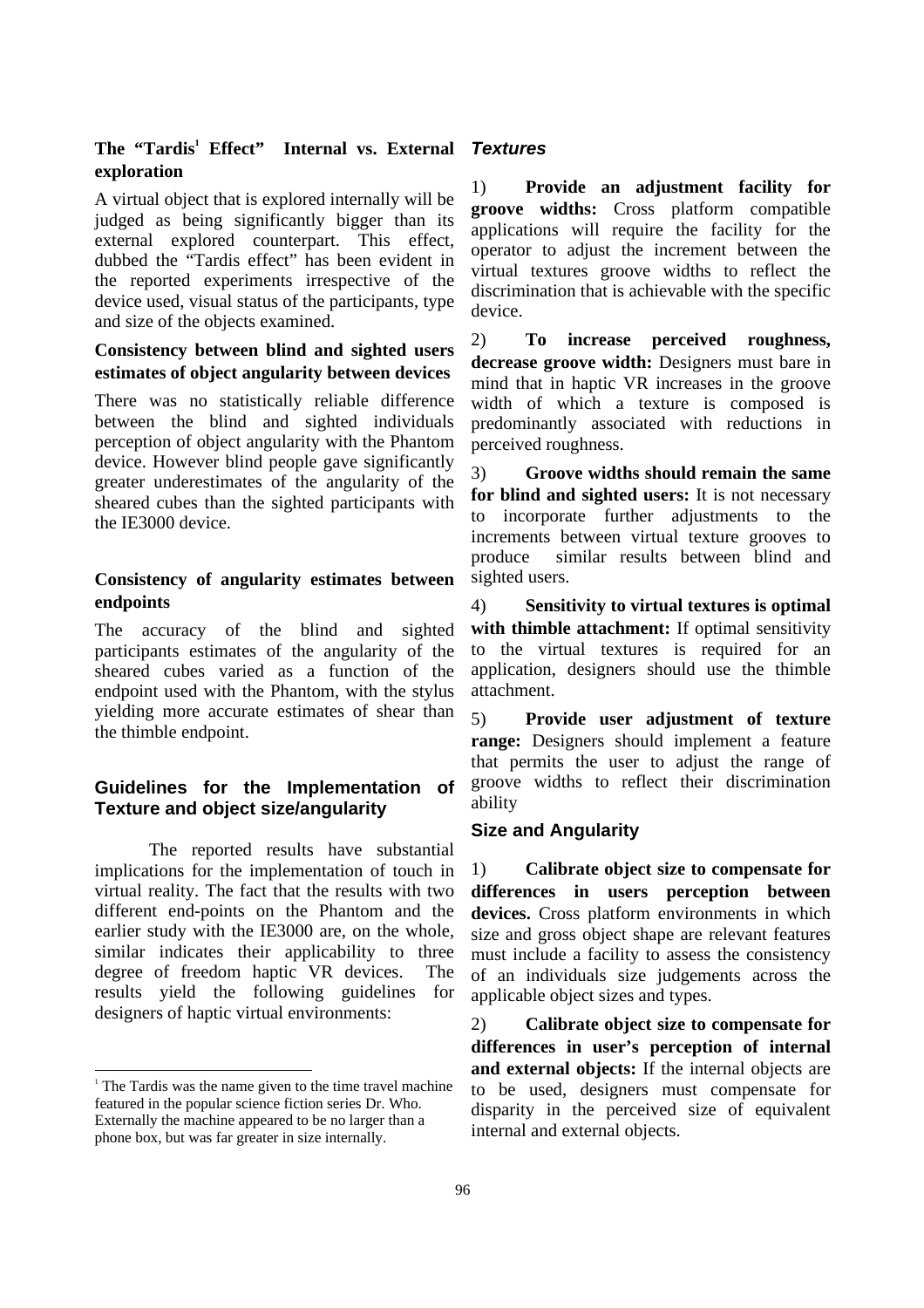### The "Tardis[1] Effect" Internal vs. External exploration

A virtual object that is explored internally will be judged as being significantly bigger than its external explored counterpart. This effect, dubbed the "Tardis effect" has been evident in the reported experiments irrespective of the device used, visual status of the participants, type and size of the objects examined.

### Consistency between blind and sighted users estimates of object angularity between devices

There was no statistically reliable difference between the blind and sighted individuals perception of object angularity with the Phantom device. However blind people gave significantly greater underestimates of the angularity of the sheared cubes than the sighted participants with the IE3000 device.

### Consistency of angularity estimates between endpoints

The accuracy of the blind and sighted participants estimates of the angularity of the sheared cubes varied as a function of the endpoint used with the Phantom, with the stylus yielding more accurate estimates of shear than the thimble endpoint.

## Guidelines for the Implementation of Texture and object size/angularity

The reported results have substantial implications for the implementation of touch in virtual reality. The fact that the results with two different end-points on the Phantom and the earlier study with the IE3000 are, on the whole, similar indicates their applicability to three degree of freedom haptic VR devices. The results yield the following guidelines for designers of haptic virtual environments:

### *Textures*

1) **Provide an adjustment facility for groove widths:** Cross platform compatible applications will require the facility for the operator to adjust the increment between the virtual textures groove widths to reflect the discrimination that is achievable with the specific device.

2) **To increase perceived roughness, decrease groove width:** Designers must bare in mind that in haptic VR increases in the groove width of which a texture is composed is predominantly associated with reductions in perceived roughness.

3) **Groove widths should remain the same for blind and sighted users:** It is not necessary to incorporate further adjustments to the increments between virtual texture grooves to produce similar results between blind and sighted users.

4) **Sensitivity to virtual textures is optimal with thimble attachment:** If optimal sensitivity to the virtual textures is required for an application, designers should use the thimble attachment.

5) **Provide user adjustment of texture range:** Designers should implement a feature that permits the user to adjust the range of groove widths to reflect their discrimination ability

### Size and Angularity

1) **Calibrate object size to compensate for differences in users perception between devices.** Cross platform environments in which size and gross object shape are relevant features must include a facility to assess the consistency of an individuals size judgements across the applicable object sizes and types.

2) **Calibrate object size to compensate for differences in user's perception of internal and external objects:** If the internal objects are to be used, designers must compensate for disparity in the perceived size of equivalent internal and external objects.

---

[1] The Tardis was the name given to the time travel machine featured in the popular science fiction series Dr. Who. Externally the machine appeared to be no larger than a phone box, but was far greater in size internally.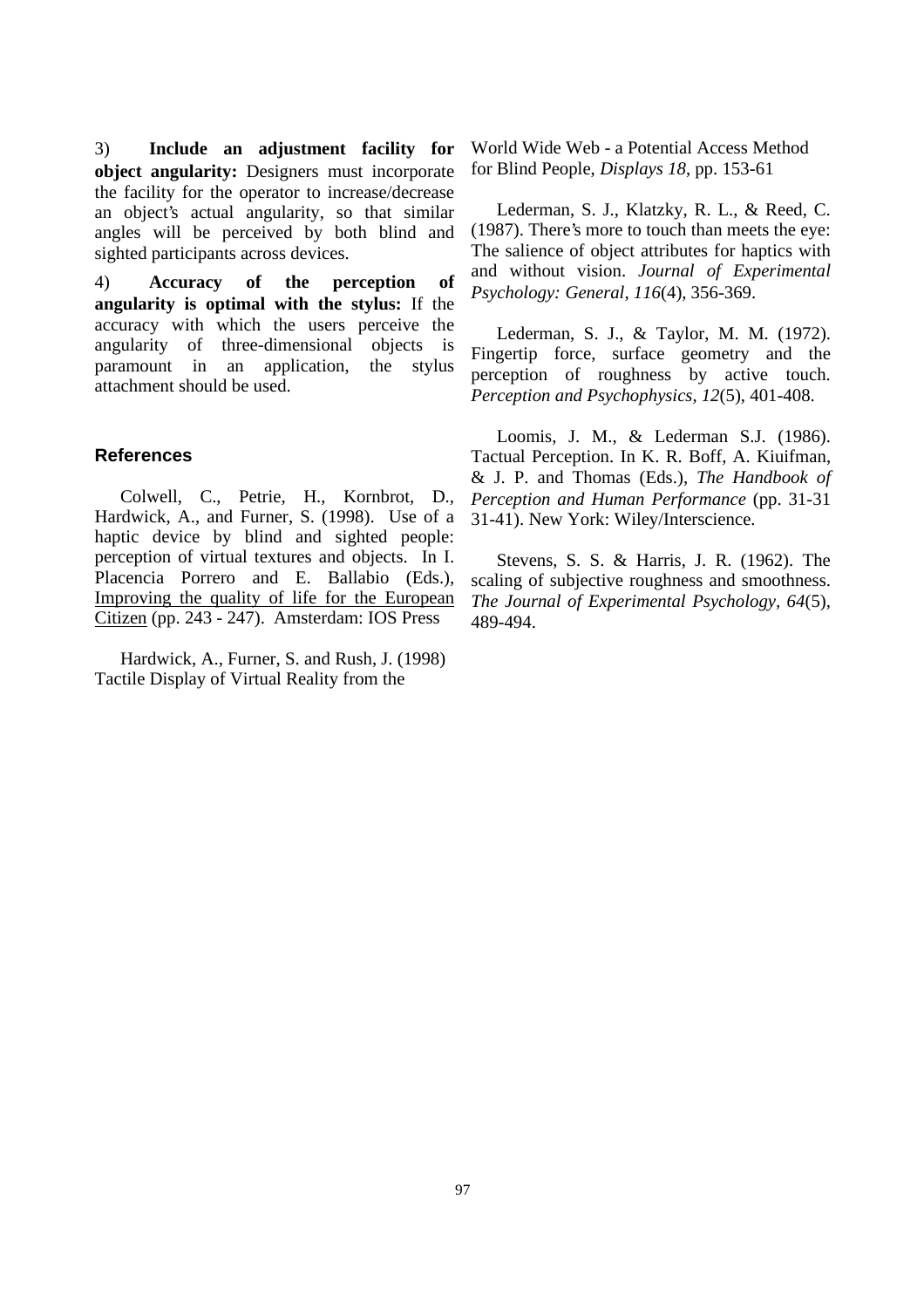3) **Include an adjustment facility for object angularity:** Designers must incorporate the facility for the operator to increase/decrease an object's actual angularity, so that similar angles will be perceived by both blind and sighted participants across devices.

4) **Accuracy of the perception of angularity is optimal with the stylus:** If the accuracy with which the users perceive the angularity of three-dimensional objects is paramount in an application, the stylus attachment should be used.

## References

Colwell, C., Petrie, H., Kornbrot, D., Hardwick, A., and Furner, S. (1998). Use of a haptic device by blind and sighted people: perception of virtual textures and objects. In I. Placencia Porrero and E. Ballabio (Eds.), Improving the quality of life for the European Citizen (pp. 243 - 247). Amsterdam: IOS Press

Hardwick, A., Furner, S. and Rush, J. (1998) Tactile Display of Virtual Reality from the World Wide Web - a Potential Access Method for Blind People, *Displays 18*, pp. 153-61

Lederman, S. J., Klatzky, R. L., & Reed, C. (1987). There's more to touch than meets the eye: The salience of object attributes for haptics with and without vision. *Journal of Experimental Psychology: General*, *116*(4), 356-369.

Lederman, S. J., & Taylor, M. M. (1972). Fingertip force, surface geometry and the perception of roughness by active touch. *Perception and Psychophysics*, *12*(5), 401-408.

Loomis, J. M., & Lederman S.J. (1986). Tactual Perception. In K. R. Boff, A. Kiuifman, & J. P. and Thomas (Eds.), *The Handbook of Perception and Human Performance* (pp. 31-31 31-41). New York: Wiley/Interscience.

Stevens, S. S. & Harris, J. R. (1962). The scaling of subjective roughness and smoothness. *The Journal of Experimental Psychology*, *64*(5), 489-494.